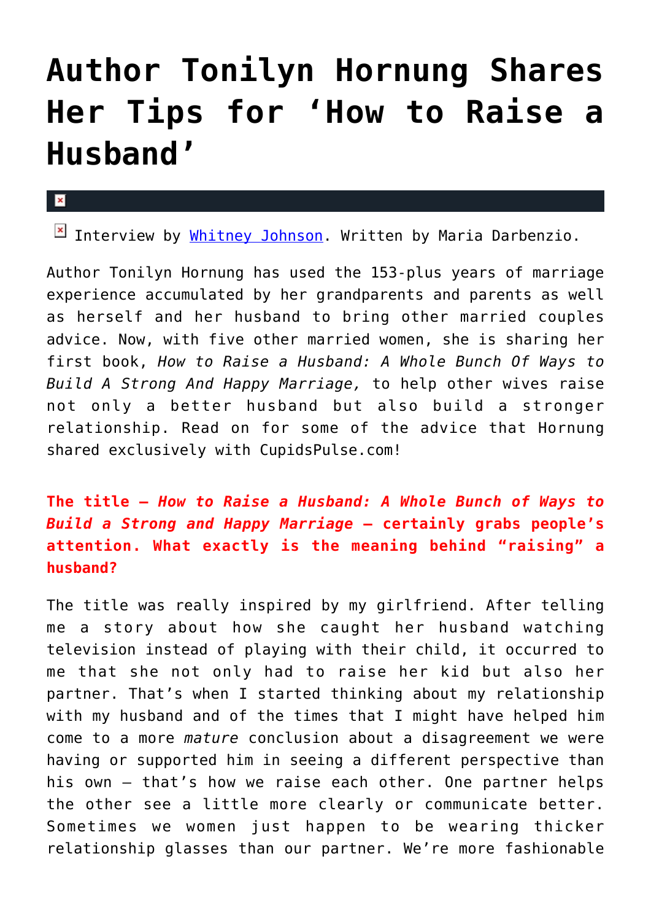# Author Tonilyn Hornung Shares Her Tips for 'How to Raise a Husband'

Interview by Whitney Johnson. Written by Maria Darbenzio.

Author Tonilyn Hornung has used the 153-plus years of marriage experience accumulated by her grandparents and parents as well as herself and her husband to bring other married couples advice. Now, with five other married women, she is sharing her first book, *How to Raise a Husband: A Whole Bunch Of Ways to Build A Strong And Happy Marriage,* to help other wives raise not only a better husband but also build a stronger relationship. Read on for some of the advice that Hornung shared exclusively with CupidsPulse.com!

**The title – *How to Raise a Husband: A Whole Bunch of Ways to Build a Strong and Happy Marriage* – certainly grabs people's attention. What exactly is the meaning behind "raising" a husband?**

The title was really inspired by my girlfriend. After telling me a story about how she caught her husband watching television instead of playing with their child, it occurred to me that she not only had to raise her kid but also her partner. That's when I started thinking about my relationship with my husband and of the times that I might have helped him come to a more *mature* conclusion about a disagreement we were having or supported him in seeing a different perspective than his own – that's how we raise each other. One partner helps the other see a little more clearly or communicate better. Sometimes we women just happen to be wearing thicker relationship glasses than our partner. We're more fashionable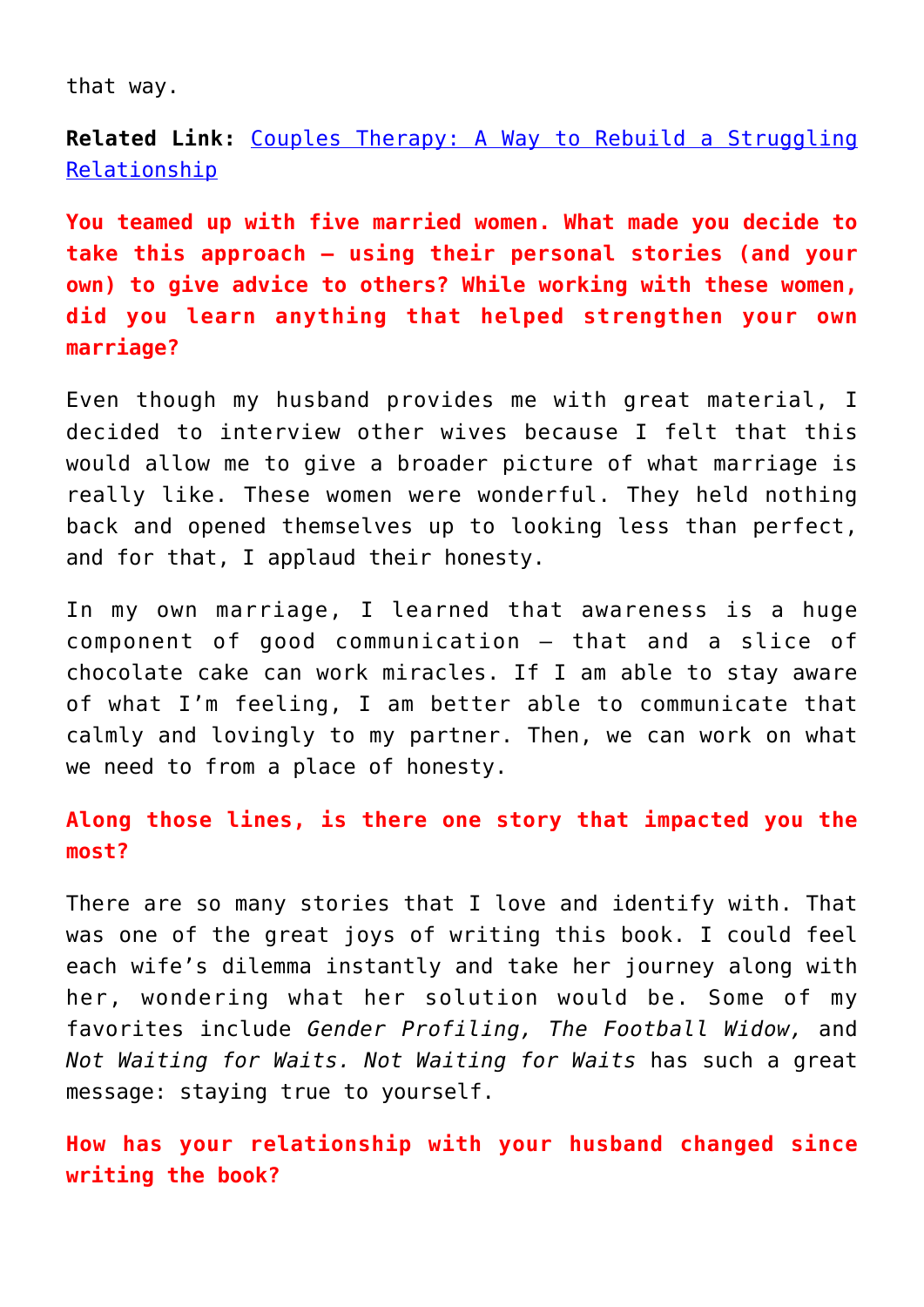that way.

**Related Link:** [Couples Therapy: A Way to Rebuild a Struggling Relationship]()

**You teamed up with five married women. What made you decide to take this approach – using their personal stories (and your own) to give advice to others? While working with these women, did you learn anything that helped strengthen your own marriage?**

Even though my husband provides me with great material, I decided to interview other wives because I felt that this would allow me to give a broader picture of what marriage is really like. These women were wonderful. They held nothing back and opened themselves up to looking less than perfect, and for that, I applaud their honesty.

In my own marriage, I learned that awareness is a huge component of good communication – that and a slice of chocolate cake can work miracles. If I am able to stay aware of what I'm feeling, I am better able to communicate that calmly and lovingly to my partner. Then, we can work on what we need to from a place of honesty.

**Along those lines, is there one story that impacted you the most?**

There are so many stories that I love and identify with. That was one of the great joys of writing this book. I could feel each wife's dilemma instantly and take her journey along with her, wondering what her solution would be. Some of my favorites include *Gender Profiling, The Football Widow,* and *Not Waiting for Waits. Not Waiting for Waits* has such a great message: staying true to yourself.

**How has your relationship with your husband changed since writing the book?**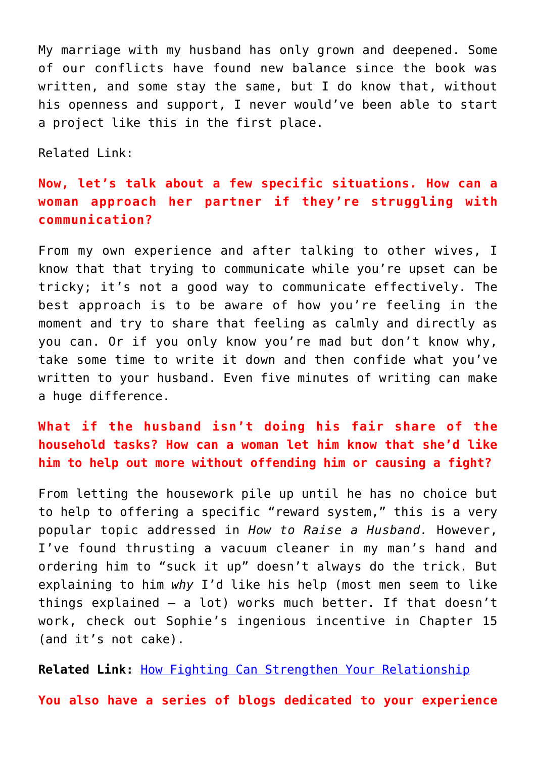My marriage with my husband has only grown and deepened. Some of our conflicts have found new balance since the book was written, and some stay the same, but I do know that, without his openness and support, I never would've been able to start a project like this in the first place.

Related Link:

**Now, let's talk about a few specific situations. How can a woman approach her partner if they're struggling with communication?**

From my own experience and after talking to other wives, I know that that trying to communicate while you're upset can be tricky; it's not a good way to communicate effectively. The best approach is to be aware of how you're feeling in the moment and try to share that feeling as calmly and directly as you can. Or if you only know you're mad but don't know why, take some time to write it down and then confide what you've written to your husband. Even five minutes of writing can make a huge difference.

**What if the husband isn't doing his fair share of the household tasks? How can a woman let him know that she'd like him to help out more without offending him or causing a fight?**

From letting the housework pile up until he has no choice but to help to offering a specific "reward system," this is a very popular topic addressed in *How to Raise a Husband.* However, I've found thrusting a vacuum cleaner in my man's hand and ordering him to "suck it up" doesn't always do the trick. But explaining to him *why* I'd like his help (most men seem to like things explained – a lot) works much better. If that doesn't work, check out Sophie's ingenious incentive in Chapter 15 (and it's not cake).

**Related Link:** How Fighting Can Strengthen Your Relationship

**You also have a series of blogs dedicated to your experience**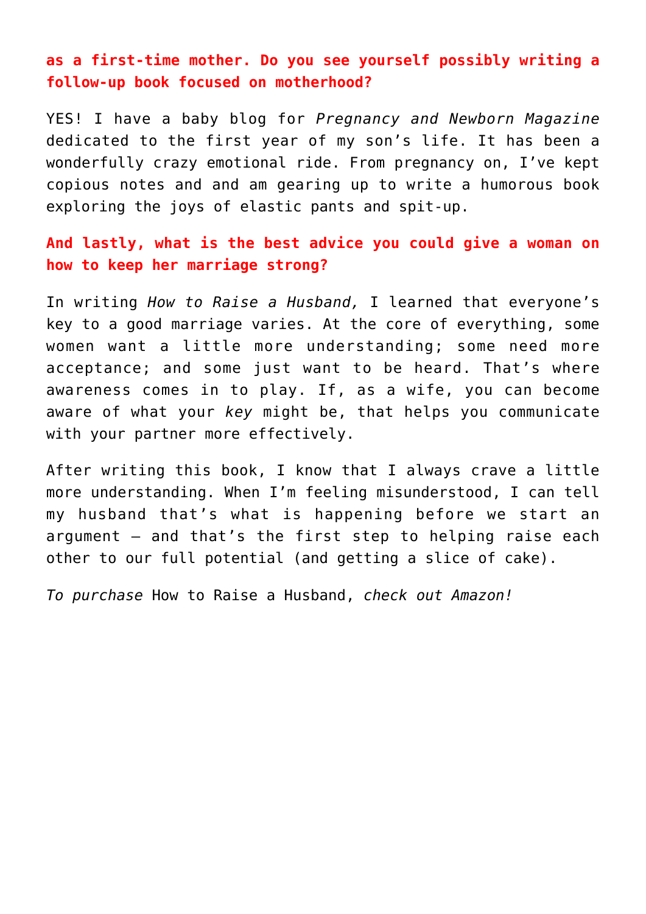**as a first-time mother. Do you see yourself possibly writing a follow-up book focused on motherhood?**

YES! I have a baby blog for *Pregnancy and Newborn Magazine* dedicated to the first year of my son's life. It has been a wonderfully crazy emotional ride. From pregnancy on, I've kept copious notes and and am gearing up to write a humorous book exploring the joys of elastic pants and spit-up.

**And lastly, what is the best advice you could give a woman on how to keep her marriage strong?**

In writing *How to Raise a Husband,* I learned that everyone's key to a good marriage varies. At the core of everything, some women want a little more understanding; some need more acceptance; and some just want to be heard. That's where awareness comes in to play. If, as a wife, you can become aware of what your *key* might be, that helps you communicate with your partner more effectively.

After writing this book, I know that I always crave a little more understanding. When I'm feeling misunderstood, I can tell my husband that's what is happening before we start an argument – and that's the first step to helping raise each other to our full potential (and getting a slice of cake).

*To purchase* How to Raise a Husband, *check out Amazon!*